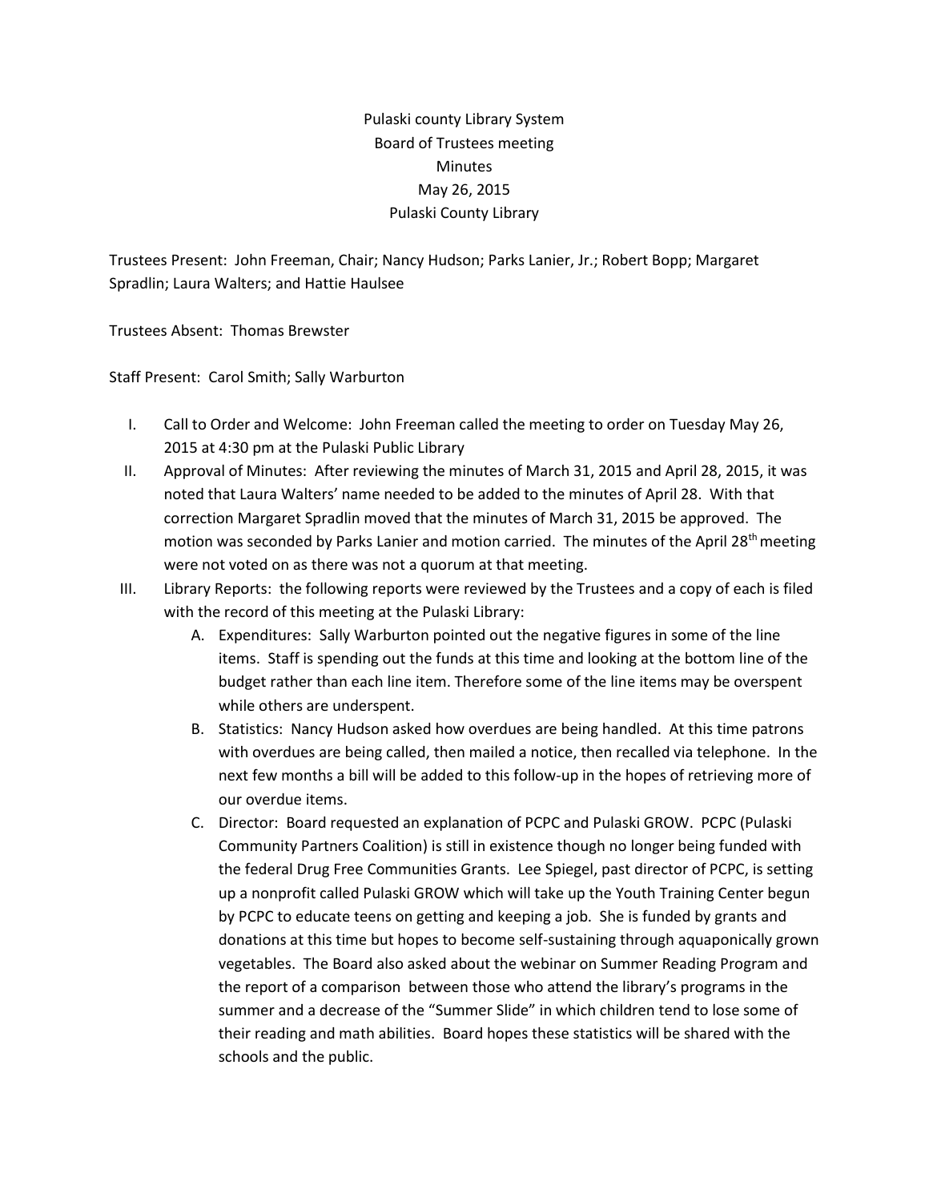Pulaski county Library System
Board of Trustees meeting
Minutes
May 26, 2015
Pulaski County Library

Trustees Present: John Freeman, Chair; Nancy Hudson; Parks Lanier, Jr.; Robert Bopp; Margaret Spradlin; Laura Walters; and Hattie Haulsee

Trustees Absent: Thomas Brewster

Staff Present: Carol Smith; Sally Warburton

I. Call to Order and Welcome: John Freeman called the meeting to order on Tuesday May 26, 2015 at 4:30 pm at the Pulaski Public Library

II. Approval of Minutes: After reviewing the minutes of March 31, 2015 and April 28, 2015, it was noted that Laura Walters' name needed to be added to the minutes of April 28. With that correction Margaret Spradlin moved that the minutes of March 31, 2015 be approved. The motion was seconded by Parks Lanier and motion carried. The minutes of the April 28th meeting were not voted on as there was not a quorum at that meeting.

III. Library Reports: the following reports were reviewed by the Trustees and a copy of each is filed with the record of this meeting at the Pulaski Library:

   A. Expenditures: Sally Warburton pointed out the negative figures in some of the line items. Staff is spending out the funds at this time and looking at the bottom line of the budget rather than each line item. Therefore some of the line items may be overspent while others are underspent.

   B. Statistics: Nancy Hudson asked how overdues are being handled. At this time patrons with overdues are being called, then mailed a notice, then recalled via telephone. In the next few months a bill will be added to this follow-up in the hopes of retrieving more of our overdue items.

   C. Director: Board requested an explanation of PCPC and Pulaski GROW. PCPC (Pulaski Community Partners Coalition) is still in existence though no longer being funded with the federal Drug Free Communities Grants. Lee Spiegel, past director of PCPC, is setting up a nonprofit called Pulaski GROW which will take up the Youth Training Center begun by PCPC to educate teens on getting and keeping a job. She is funded by grants and donations at this time but hopes to become self-sustaining through aquaponically grown vegetables. The Board also asked about the webinar on Summer Reading Program and the report of a comparison between those who attend the library's programs in the summer and a decrease of the "Summer Slide" in which children tend to lose some of their reading and math abilities. Board hopes these statistics will be shared with the schools and the public.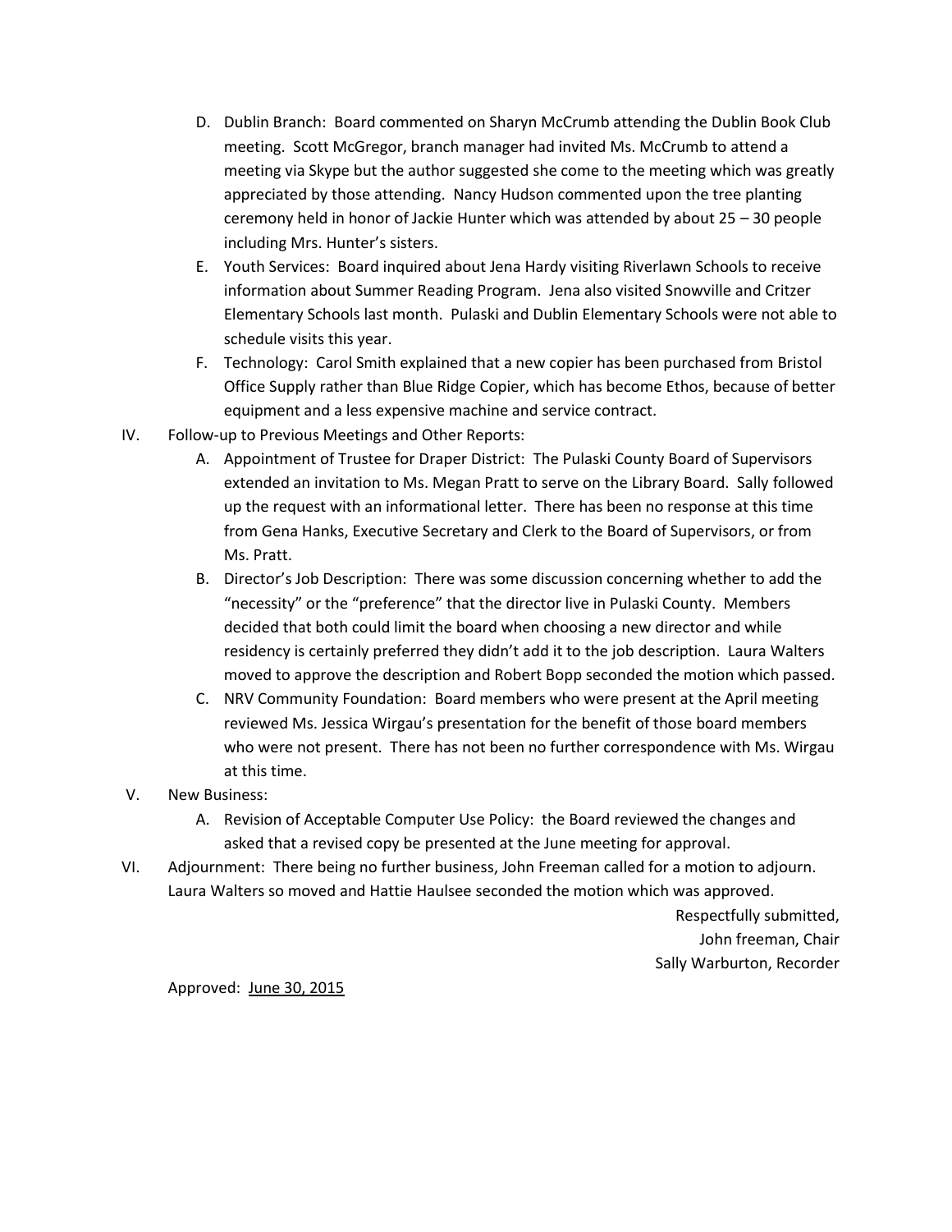D. Dublin Branch: Board commented on Sharyn McCrumb attending the Dublin Book Club meeting. Scott McGregor, branch manager had invited Ms. McCrumb to attend a meeting via Skype but the author suggested she come to the meeting which was greatly appreciated by those attending. Nancy Hudson commented upon the tree planting ceremony held in honor of Jackie Hunter which was attended by about 25 – 30 people including Mrs. Hunter's sisters.

E. Youth Services: Board inquired about Jena Hardy visiting Riverlawn Schools to receive information about Summer Reading Program. Jena also visited Snowville and Critzer Elementary Schools last month. Pulaski and Dublin Elementary Schools were not able to schedule visits this year.

F. Technology: Carol Smith explained that a new copier has been purchased from Bristol Office Supply rather than Blue Ridge Copier, which has become Ethos, because of better equipment and a less expensive machine and service contract.

IV. Follow-up to Previous Meetings and Other Reports:

A. Appointment of Trustee for Draper District: The Pulaski County Board of Supervisors extended an invitation to Ms. Megan Pratt to serve on the Library Board. Sally followed up the request with an informational letter. There has been no response at this time from Gena Hanks, Executive Secretary and Clerk to the Board of Supervisors, or from Ms. Pratt.

B. Director's Job Description: There was some discussion concerning whether to add the "necessity" or the "preference" that the director live in Pulaski County. Members decided that both could limit the board when choosing a new director and while residency is certainly preferred they didn't add it to the job description. Laura Walters moved to approve the description and Robert Bopp seconded the motion which passed.

C. NRV Community Foundation: Board members who were present at the April meeting reviewed Ms. Jessica Wirgau's presentation for the benefit of those board members who were not present. There has not been no further correspondence with Ms. Wirgau at this time.

V. New Business:

A. Revision of Acceptable Computer Use Policy: the Board reviewed the changes and asked that a revised copy be presented at the June meeting for approval.

VI. Adjournment: There being no further business, John Freeman called for a motion to adjourn. Laura Walters so moved and Hattie Haulsee seconded the motion which was approved.

Respectfully submitted,
John freeman, Chair
Sally Warburton, Recorder

Approved: June 30, 2015